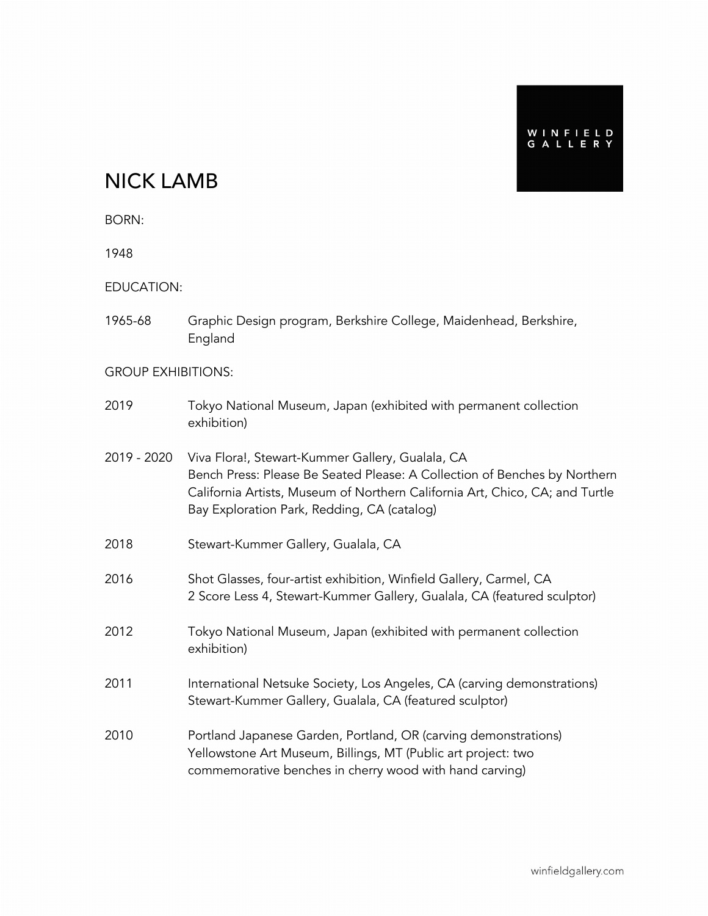WINFIELD GALLERY

# NICK LAMB

BORN:

1948

EDUCATION:

1965-68 Graphic Design program, Berkshire College, Maidenhead, Berkshire, England

GROUP EXHIBITIONS:

2019 Tokyo National Museum, Japan (exhibited with permanent collection exhibition)

2019 - 2020 Viva Flora!, Stewart-Kummer Gallery, Gualala, CA
Bench Press: Please Be Seated Please: A Collection of Benches by Northern California Artists, Museum of Northern California Art, Chico, CA; and Turtle Bay Exploration Park, Redding, CA (catalog)

2018 Stewart-Kummer Gallery, Gualala, CA

2016 Shot Glasses, four-artist exhibition, Winfield Gallery, Carmel, CA
2 Score Less 4, Stewart-Kummer Gallery, Gualala, CA (featured sculptor)

2012 Tokyo National Museum, Japan (exhibited with permanent collection exhibition)

2011 International Netsuke Society, Los Angeles, CA (carving demonstrations)
Stewart-Kummer Gallery, Gualala, CA (featured sculptor)

2010 Portland Japanese Garden, Portland, OR (carving demonstrations)
Yellowstone Art Museum, Billings, MT (Public art project: two commemorative benches in cherry wood with hand carving)

winfieldgallery.com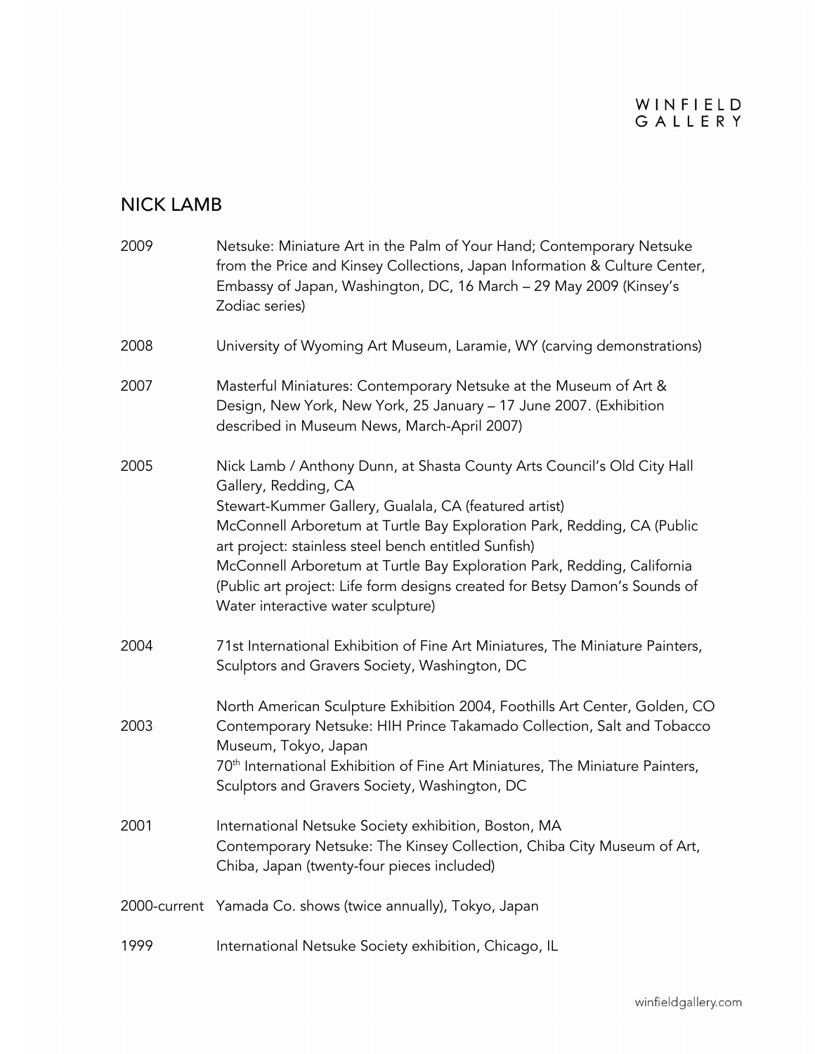## NICK LAMB

| | |
|---|---|
| 2009 | Netsuke: Miniature Art in the Palm of Your Hand; Contemporary Netsuke from the Price and Kinsey Collections, Japan Information & Culture Center, Embassy of Japan, Washington, DC, 16 March – 29 May 2009 (Kinsey's Zodiac series) |
| 2008 | University of Wyoming Art Museum, Laramie, WY (carving demonstrations) |
| 2007 | Masterful Miniatures: Contemporary Netsuke at the Museum of Art & Design, New York, New York, 25 January – 17 June 2007. (Exhibition described in Museum News, March-April 2007) |
| 2005 | Nick Lamb / Anthony Dunn, at Shasta County Arts Council's Old City Hall Gallery, Redding, CA<br>Stewart-Kummer Gallery, Gualala, CA (featured artist)<br>McConnell Arboretum at Turtle Bay Exploration Park, Redding, CA (Public art project: stainless steel bench entitled Sunfish)<br>McConnell Arboretum at Turtle Bay Exploration Park, Redding, California (Public art project: Life form designs created for Betsy Damon's Sounds of Water interactive water sculpture) |
| 2004 | 71st International Exhibition of Fine Art Miniatures, The Miniature Painters, Sculptors and Gravers Society, Washington, DC<br><br>North American Sculpture Exhibition 2004, Foothills Art Center, Golden, CO |
| 2003 | Contemporary Netsuke: HIH Prince Takamado Collection, Salt and Tobacco Museum, Tokyo, Japan<br>70th International Exhibition of Fine Art Miniatures, The Miniature Painters, Sculptors and Gravers Society, Washington, DC |
| 2001 | International Netsuke Society exhibition, Boston, MA<br>Contemporary Netsuke: The Kinsey Collection, Chiba City Museum of Art, Chiba, Japan (twenty-four pieces included) |
| 2000-current | Yamada Co. shows (twice annually), Tokyo, Japan |
| 1999 | International Netsuke Society exhibition, Chicago, IL |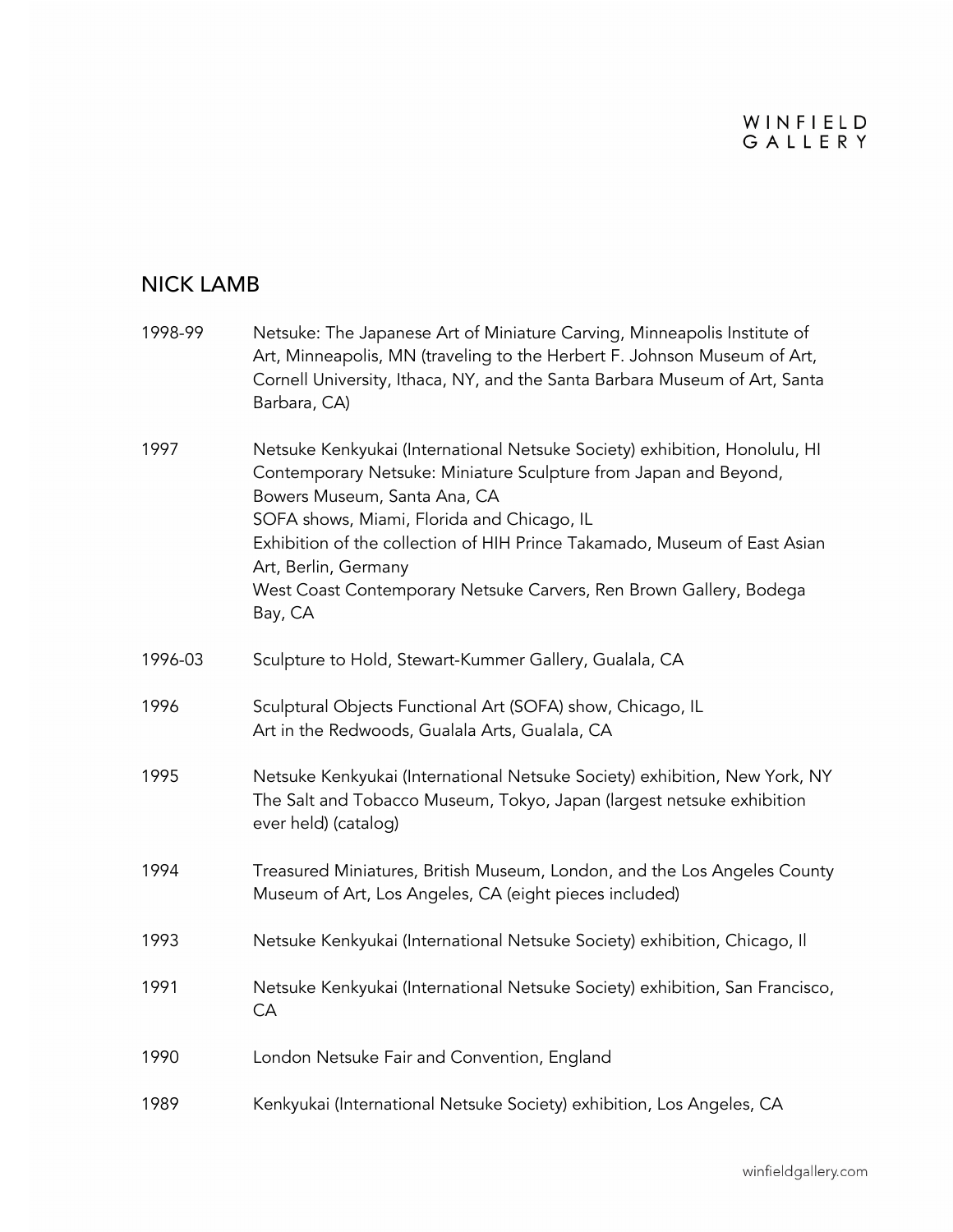## NICK LAMB

| | |
|---|---|
| 1998-99 | Netsuke: The Japanese Art of Miniature Carving, Minneapolis Institute of Art, Minneapolis, MN (traveling to the Herbert F. Johnson Museum of Art, Cornell University, Ithaca, NY, and the Santa Barbara Museum of Art, Santa Barbara, CA) |
| 1997 | Netsuke Kenkyukai (International Netsuke Society) exhibition, Honolulu, HI<br>Contemporary Netsuke: Miniature Sculpture from Japan and Beyond, Bowers Museum, Santa Ana, CA<br>SOFA shows, Miami, Florida and Chicago, IL<br>Exhibition of the collection of HIH Prince Takamado, Museum of East Asian Art, Berlin, Germany<br>West Coast Contemporary Netsuke Carvers, Ren Brown Gallery, Bodega Bay, CA |
| 1996-03 | Sculpture to Hold, Stewart-Kummer Gallery, Gualala, CA |
| 1996 | Sculptural Objects Functional Art (SOFA) show, Chicago, IL<br>Art in the Redwoods, Gualala Arts, Gualala, CA |
| 1995 | Netsuke Kenkyukai (International Netsuke Society) exhibition, New York, NY<br>The Salt and Tobacco Museum, Tokyo, Japan (largest netsuke exhibition ever held) (catalog) |
| 1994 | Treasured Miniatures, British Museum, London, and the Los Angeles County Museum of Art, Los Angeles, CA (eight pieces included) |
| 1993 | Netsuke Kenkyukai (International Netsuke Society) exhibition, Chicago, Il |
| 1991 | Netsuke Kenkyukai (International Netsuke Society) exhibition, San Francisco, CA |
| 1990 | London Netsuke Fair and Convention, England |
| 1989 | Kenkyukai (International Netsuke Society) exhibition, Los Angeles, CA |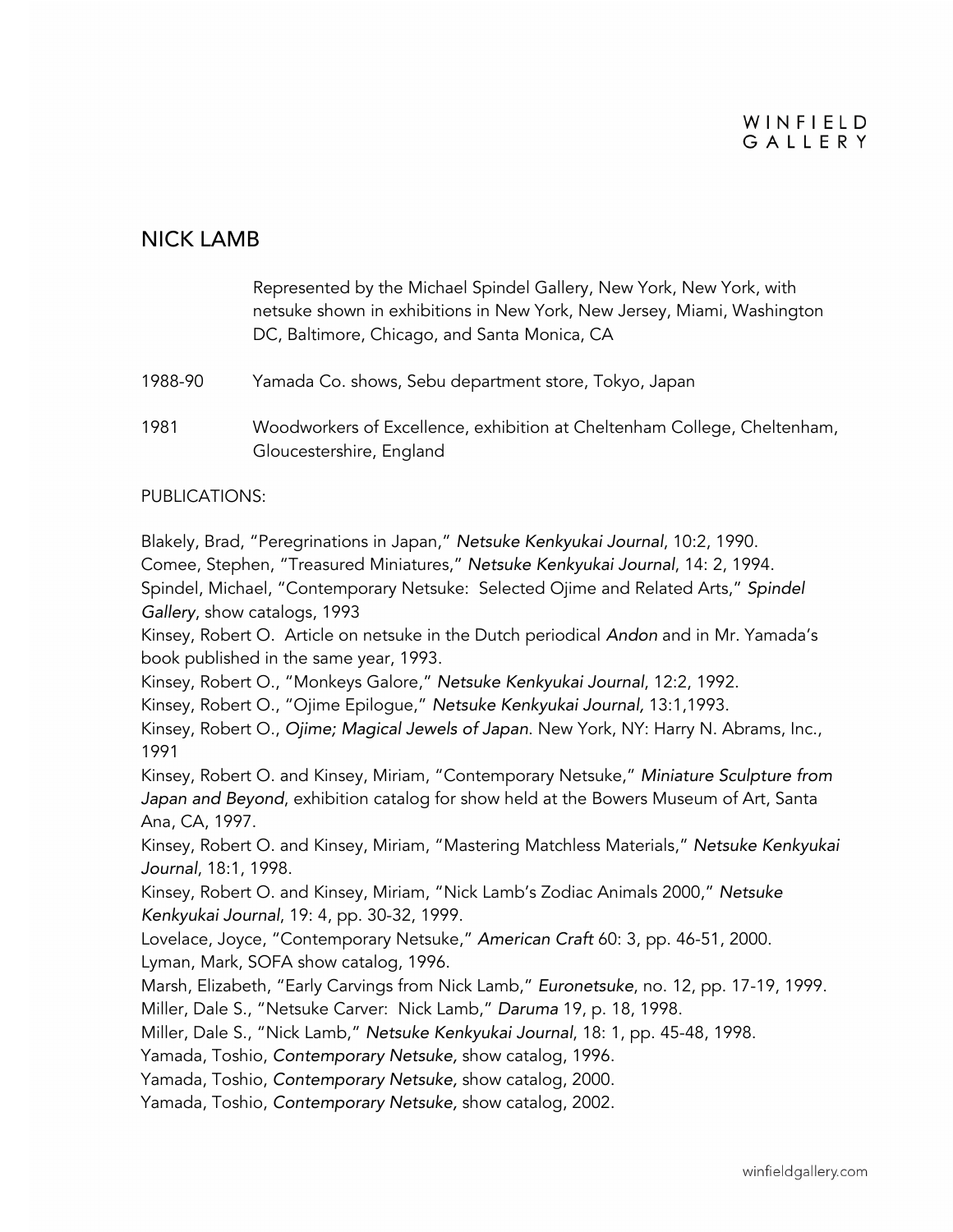## NICK LAMB

Represented by the Michael Spindel Gallery, New York, New York, with netsuke shown in exhibitions in New York, New Jersey, Miami, Washington DC, Baltimore, Chicago, and Santa Monica, CA

1988-90 Yamada Co. shows, Sebu department store, Tokyo, Japan

1981 Woodworkers of Excellence, exhibition at Cheltenham College, Cheltenham, Gloucestershire, England

PUBLICATIONS:

Blakely, Brad, "Peregrinations in Japan," *Netsuke Kenkyukai Journal*, 10:2, 1990.
Comee, Stephen, "Treasured Miniatures," *Netsuke Kenkyukai Journal*, 14: 2, 1994.
Spindel, Michael, "Contemporary Netsuke: Selected Ojime and Related Arts," *Spindel Gallery*, show catalogs, 1993
Kinsey, Robert O. Article on netsuke in the Dutch periodical *Andon* and in Mr. Yamada's book published in the same year, 1993.
Kinsey, Robert O., "Monkeys Galore," *Netsuke Kenkyukai Journal*, 12:2, 1992.
Kinsey, Robert O., "Ojime Epilogue," *Netsuke Kenkyukai Journal,* 13:1,1993.
Kinsey, Robert O., *Ojime; Magical Jewels of Japan*. New York, NY: Harry N. Abrams, Inc., 1991
Kinsey, Robert O. and Kinsey, Miriam, "Contemporary Netsuke," *Miniature Sculpture from Japan and Beyond*, exhibition catalog for show held at the Bowers Museum of Art, Santa Ana, CA, 1997.
Kinsey, Robert O. and Kinsey, Miriam, "Mastering Matchless Materials," *Netsuke Kenkyukai Journal*, 18:1, 1998.
Kinsey, Robert O. and Kinsey, Miriam, "Nick Lamb's Zodiac Animals 2000," *Netsuke Kenkyukai Journal*, 19: 4, pp. 30-32, 1999.
Lovelace, Joyce, "Contemporary Netsuke," *American Craft* 60: 3, pp. 46-51, 2000.
Lyman, Mark, SOFA show catalog, 1996.
Marsh, Elizabeth, "Early Carvings from Nick Lamb," *Euronetsuke*, no. 12, pp. 17-19, 1999.
Miller, Dale S., "Netsuke Carver: Nick Lamb," *Daruma* 19, p. 18, 1998.
Miller, Dale S., "Nick Lamb," *Netsuke Kenkyukai Journal*, 18: 1, pp. 45-48, 1998.
Yamada, Toshio, *Contemporary Netsuke,* show catalog, 1996.
Yamada, Toshio, *Contemporary Netsuke,* show catalog, 2000.
Yamada, Toshio, *Contemporary Netsuke,* show catalog, 2002.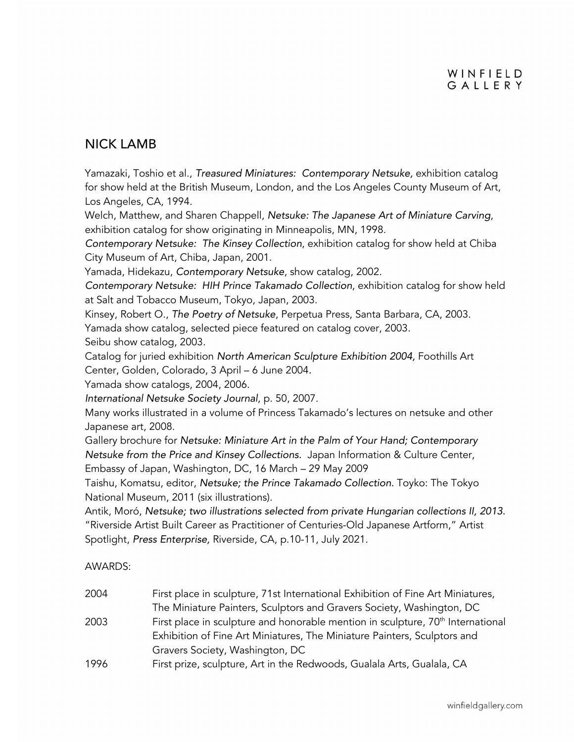## NICK LAMB

Yamazaki, Toshio et al., *Treasured Miniatures: Contemporary Netsuke,* exhibition catalog for show held at the British Museum, London, and the Los Angeles County Museum of Art, Los Angeles, CA, 1994.

Welch, Matthew, and Sharen Chappell, *Netsuke: The Japanese Art of Miniature Carving*, exhibition catalog for show originating in Minneapolis, MN, 1998.

*Contemporary Netsuke: The Kinsey Collection*, exhibition catalog for show held at Chiba City Museum of Art, Chiba, Japan, 2001.

Yamada, Hidekazu, *Contemporary Netsuke*, show catalog, 2002.

*Contemporary Netsuke: HIH Prince Takamado Collection*, exhibition catalog for show held at Salt and Tobacco Museum, Tokyo, Japan, 2003.

Kinsey, Robert O., *The Poetry of Netsuke*, Perpetua Press, Santa Barbara, CA, 2003.

Yamada show catalog, selected piece featured on catalog cover, 2003.

Seibu show catalog, 2003.

Catalog for juried exhibition *North American Sculpture Exhibition 2004,* Foothills Art Center, Golden, Colorado, 3 April – 6 June 2004.

Yamada show catalogs, 2004, 2006.

*International Netsuke Society Journal*, p. 50, 2007.

Many works illustrated in a volume of Princess Takamado's lectures on netsuke and other Japanese art, 2008.

Gallery brochure for *Netsuke: Miniature Art in the Palm of Your Hand; Contemporary Netsuke from the Price and Kinsey Collections.* Japan Information & Culture Center, Embassy of Japan, Washington, DC, 16 March – 29 May 2009

Taishu, Komatsu, editor, *Netsuke; the Prince Takamado Collection.* Toyko: The Tokyo National Museum, 2011 (six illustrations).

Antik, Moró, *Netsuke; two illustrations selected from private Hungarian collections II, 2013.*

"Riverside Artist Built Career as Practitioner of Centuries-Old Japanese Artform," Artist Spotlight, *Press Enterprise,* Riverside, CA, p.10-11, July 2021.

AWARDS:

| | |
|---|---|
| 2004 | First place in sculpture, 71st International Exhibition of Fine Art Miniatures, The Miniature Painters, Sculptors and Gravers Society, Washington, DC |
| 2003 | First place in sculpture and honorable mention in sculpture, 70th International Exhibition of Fine Art Miniatures, The Miniature Painters, Sculptors and Gravers Society, Washington, DC |
| 1996 | First prize, sculpture, Art in the Redwoods, Gualala Arts, Gualala, CA |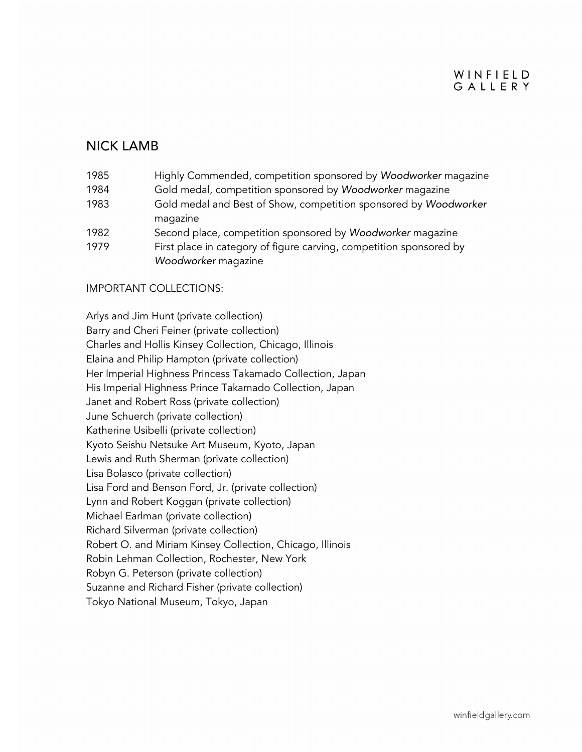## NICK LAMB

| | |
|---|---|
| 1985 | Highly Commended, competition sponsored by *Woodworker* magazine |
| 1984 | Gold medal, competition sponsored by *Woodworker* magazine |
| 1983 | Gold medal and Best of Show, competition sponsored by *Woodworker* magazine |
| 1982 | Second place, competition sponsored by *Woodworker* magazine |
| 1979 | First place in category of figure carving, competition sponsored by *Woodworker* magazine |

IMPORTANT COLLECTIONS:

Arlys and Jim Hunt (private collection)
Barry and Cheri Feiner (private collection)
Charles and Hollis Kinsey Collection, Chicago, Illinois
Elaina and Philip Hampton (private collection)
Her Imperial Highness Princess Takamado Collection, Japan
His Imperial Highness Prince Takamado Collection, Japan
Janet and Robert Ross (private collection)
June Schuerch (private collection)
Katherine Usibelli (private collection)
Kyoto Seishu Netsuke Art Museum, Kyoto, Japan
Lewis and Ruth Sherman (private collection)
Lisa Bolasco (private collection)
Lisa Ford and Benson Ford, Jr. (private collection)
Lynn and Robert Koggan (private collection)
Michael Earlman (private collection)
Richard Silverman (private collection)
Robert O. and Miriam Kinsey Collection, Chicago, Illinois
Robin Lehman Collection, Rochester, New York
Robyn G. Peterson (private collection)
Suzanne and Richard Fisher (private collection)
Tokyo National Museum, Tokyo, Japan